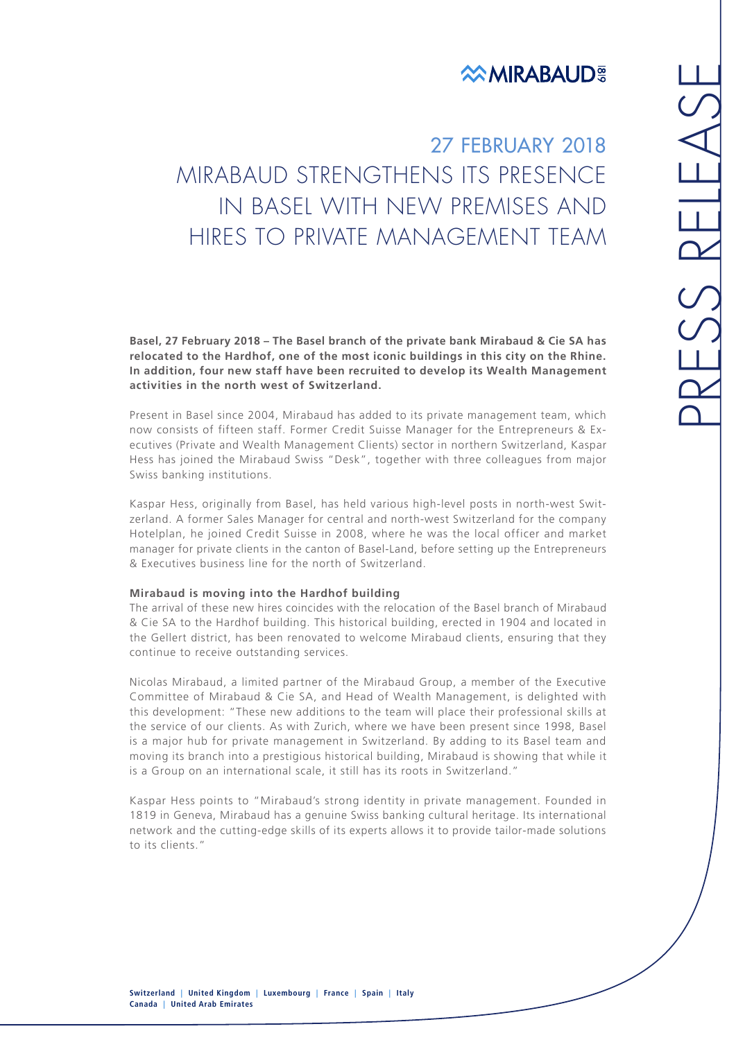# 27 FEBRUARY 2018

# MIRABAUD STRENGTHENS ITS PRESENCE IN BASEL WITH NEW PREMISES AND HIRES TO PRIVATE MANAGEMENT TEAM

**Basel, 27 February 2018 – The Basel branch of the private bank Mirabaud & Cie SA has relocated to the Hardhof, one of the most iconic buildings in this city on the Rhine. In addition, four new staff have been recruited to develop its Wealth Management activities in the north west of Switzerland.**

Present in Basel since 2004, Mirabaud has added to its private management team, which now consists of fifteen staff. Former Credit Suisse Manager for the Entrepreneurs & Executives (Private and Wealth Management Clients) sector in northern Switzerland, Kaspar Hess has joined the Mirabaud Swiss "Desk", together with three colleagues from major Swiss banking institutions.

Kaspar Hess, originally from Basel, has held various high-level posts in north-west Switzerland. A former Sales Manager for central and north-west Switzerland for the company Hotelplan, he joined Credit Suisse in 2008, where he was the local officer and market manager for private clients in the canton of Basel-Land, before setting up the Entrepreneurs & Executives business line for the north of Switzerland.

**Mirabaud is moving into the Hardhof building**

The arrival of these new hires coincides with the relocation of the Basel branch of Mirabaud & Cie SA to the Hardhof building. This historical building, erected in 1904 and located in the Gellert district, has been renovated to welcome Mirabaud clients, ensuring that they continue to receive outstanding services.

Nicolas Mirabaud, a limited partner of the Mirabaud Group, a member of the Executive Committee of Mirabaud & Cie SA, and Head of Wealth Management, is delighted with this development: "These new additions to the team will place their professional skills at the service of our clients. As with Zurich, where we have been present since 1998, Basel is a major hub for private management in Switzerland. By adding to its Basel team and moving its branch into a prestigious historical building, Mirabaud is showing that while it is a Group on an international scale, it still has its roots in Switzerland."

Kaspar Hess points to "Mirabaud's strong identity in private management. Founded in 1819 in Geneva, Mirabaud has a genuine Swiss banking cultural heritage. Its international network and the cutting-edge skills of its experts allows it to provide tailor-made solutions to its clients."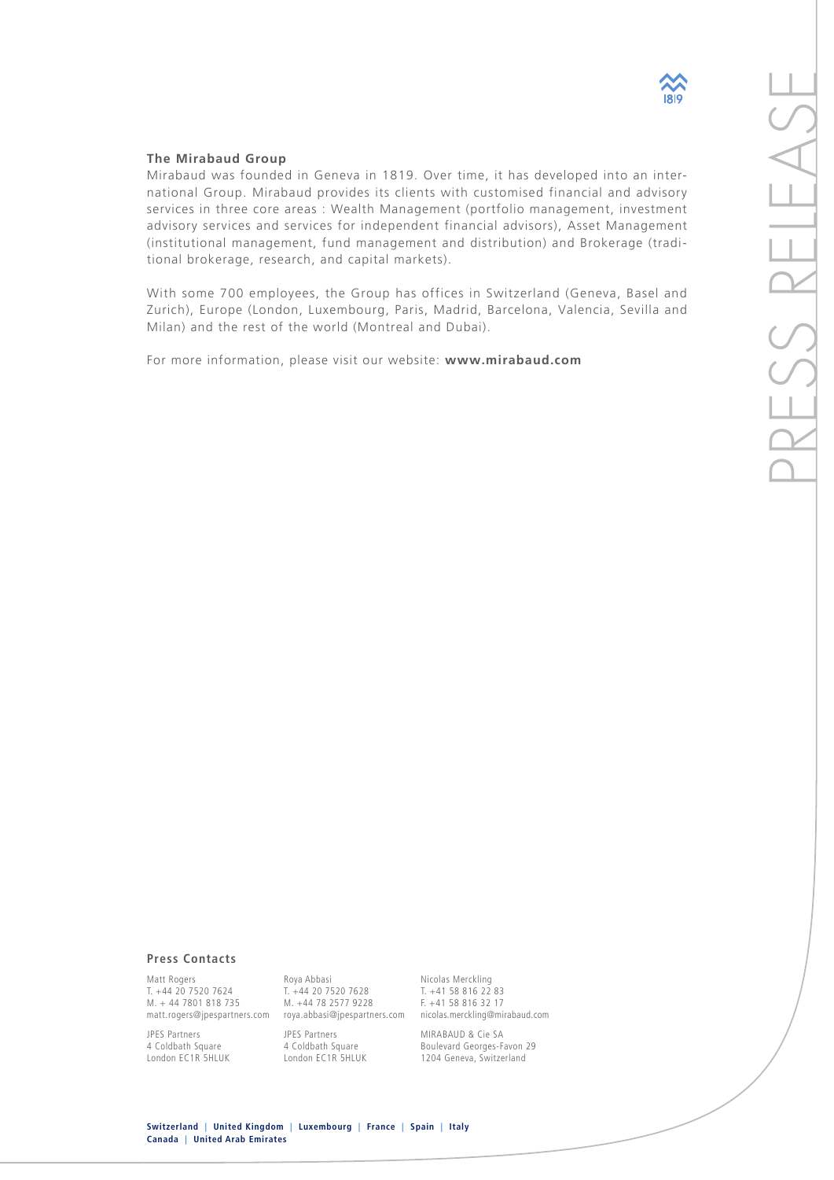### The Mirabaud Group

Mirabaud was founded in Geneva in 1819. Over time, it has developed into an international Group. Mirabaud provides its clients with customised financial and advisory services in three core areas : Wealth Management (portfolio management, investment advisory services and services for independent financial advisors), Asset Management (institutional management, fund management and distribution) and Brokerage (traditional brokerage, research, and capital markets).

With some 700 employees, the Group has offices in Switzerland (Geneva, Basel and Zurich), Europe (London, Luxembourg, Paris, Madrid, Barcelona, Valencia, Sevilla and Milan) and the rest of the world (Montreal and Dubai).

For more information, please visit our website: **www.mirabaud.com**

### Press Contacts

Matt Rogers
T. +44 20 7520 7624
M. + 44 7801 818 735
matt.rogers@jpespartners.com

JPES Partners
4 Coldbath Square
London EC1R 5HLUK

Roya Abbasi
T. +44 20 7520 7628
M. +44 78 2577 9228
roya.abbasi@jpespartners.com

JPES Partners
4 Coldbath Square
London EC1R 5HLUK

Nicolas Merckling
T. +41 58 816 22 83
F. +41 58 816 32 17
nicolas.merckling@mirabaud.com

MIRABAUD & Cie SA
Boulevard Georges-Favon 29
1204 Geneva, Switzerland

**Switzerland | United Kingdom | Luxembourg | France | Spain | Italy**
**Canada | United Arab Emirates**